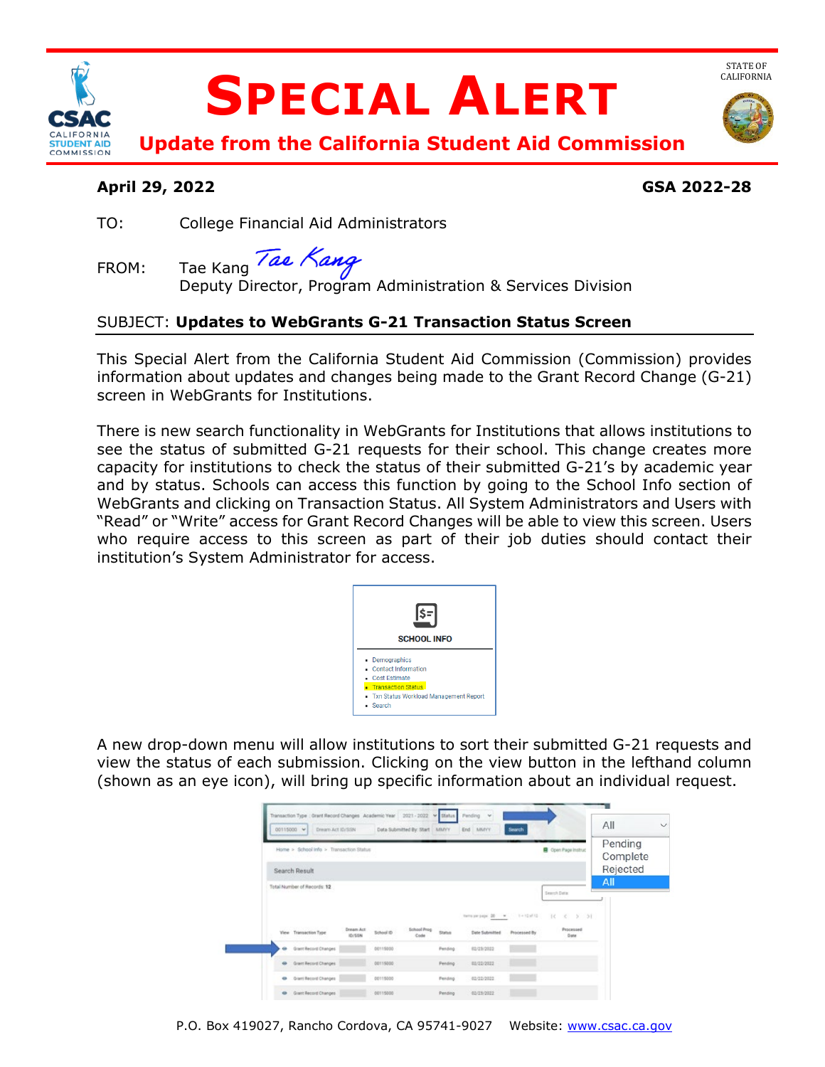# SPECIAL ALERT

## Update from the California Student Aid Commission

**April 29, 2022** **GSA 2022-28**

TO: College Financial Aid Administrators

FROM: Tae Kang
Deputy Director, Program Administration & Services Division

SUBJECT: **Updates to WebGrants G-21 Transaction Status Screen**

This Special Alert from the California Student Aid Commission (Commission) provides information about updates and changes being made to the Grant Record Change (G-21) screen in WebGrants for Institutions.

There is new search functionality in WebGrants for Institutions that allows institutions to see the status of submitted G-21 requests for their school. This change creates more capacity for institutions to check the status of their submitted G-21's by academic year and by status. Schools can access this function by going to the School Info section of WebGrants and clicking on Transaction Status. All System Administrators and Users with "Read" or "Write" access for Grant Record Changes will be able to view this screen. Users who require access to this screen as part of their job duties should contact their institution's System Administrator for access.

A new drop-down menu will allow institutions to sort their submitted G-21 requests and view the status of each submission. Clicking on the view button in the lefthand column (shown as an eye icon), will bring up specific information about an individual request.

P.O. Box 419027, Rancho Cordova, CA 95741-9027 Website: www.csac.ca.gov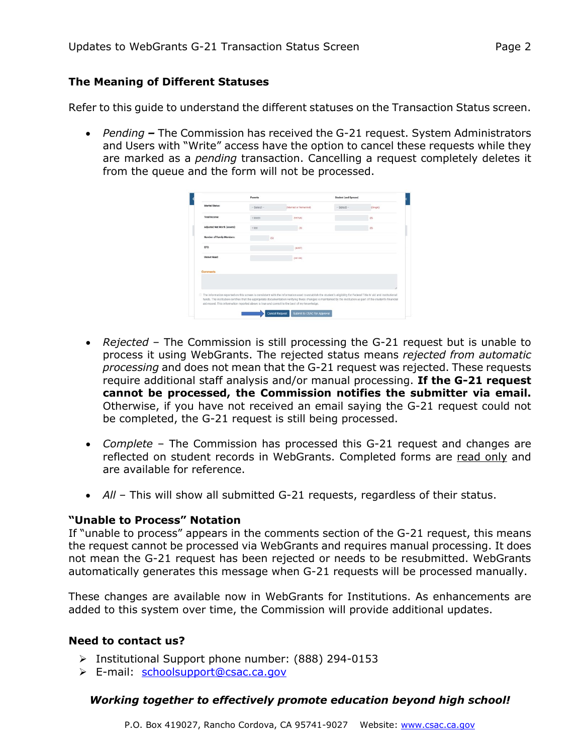### The Meaning of Different Statuses

Refer to this guide to understand the different statuses on the Transaction Status screen.

- *Pending* **–** The Commission has received the G-21 request. System Administrators and Users with "Write" access have the option to cancel these requests while they are marked as a *pending* transaction. Cancelling a request completely deletes it from the queue and the form will not be processed.

- *Rejected* – The Commission is still processing the G-21 request but is unable to process it using WebGrants. The rejected status means *rejected from automatic processing* and does not mean that the G-21 request was rejected. These requests require additional staff analysis and/or manual processing. **If the G-21 request cannot be processed, the Commission notifies the submitter via email.** Otherwise, if you have not received an email saying the G-21 request could not be completed, the G-21 request is still being processed.

- *Complete* – The Commission has processed this G-21 request and changes are reflected on student records in WebGrants. Completed forms are read only and are available for reference.

- *All* – This will show all submitted G-21 requests, regardless of their status.

### "Unable to Process" Notation

If "unable to process" appears in the comments section of the G-21 request, this means the request cannot be processed via WebGrants and requires manual processing. It does not mean the G-21 request has been rejected or needs to be resubmitted. WebGrants automatically generates this message when G-21 requests will be processed manually.

These changes are available now in WebGrants for Institutions. As enhancements are added to this system over time, the Commission will provide additional updates.

### Need to contact us?

- Institutional Support phone number: (888) 294-0153
- E-mail: schoolsupport@csac.ca.gov

***Working together to effectively promote education beyond high school!***

P.O. Box 419027, Rancho Cordova, CA 95741-9027 Website: www.csac.ca.gov